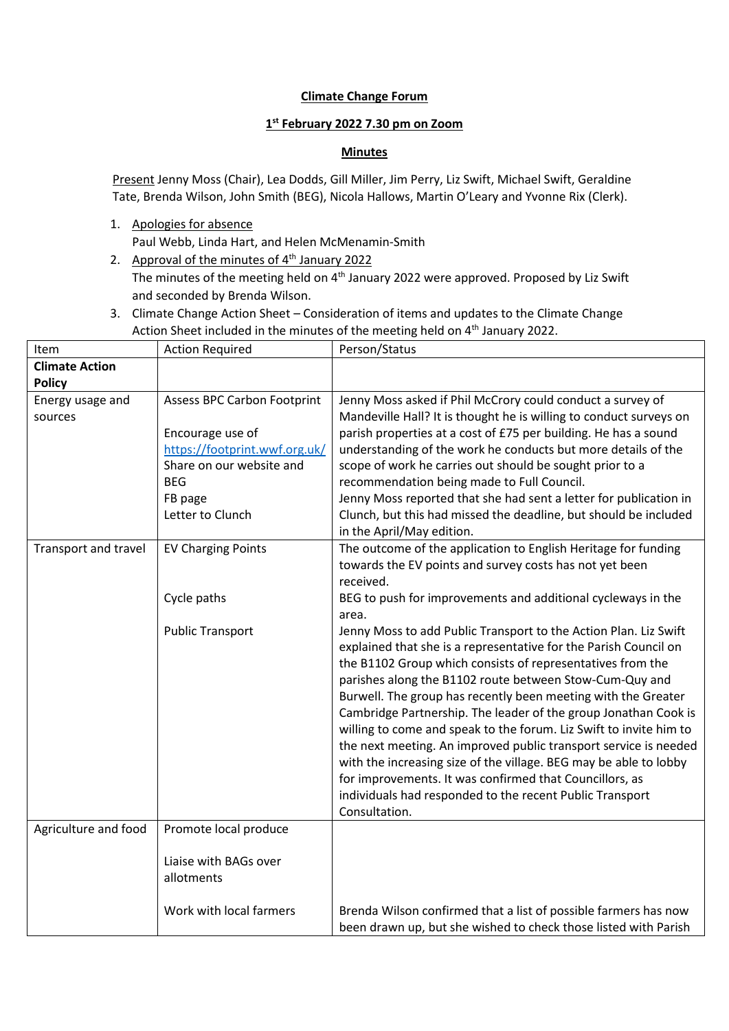**Climate Change Forum**

**1st February 2022 7.30 pm on Zoom**

**Minutes**

Present Jenny Moss (Chair), Lea Dodds, Gill Miller, Jim Perry, Liz Swift, Michael Swift, Geraldine Tate, Brenda Wilson, John Smith (BEG), Nicola Hallows, Martin O'Leary and Yvonne Rix (Clerk).

1. Apologies for absence
   Paul Webb, Linda Hart, and Helen McMenamin-Smith
2. Approval of the minutes of 4th January 2022
   The minutes of the meeting held on 4th January 2022 were approved. Proposed by Liz Swift and seconded by Brenda Wilson.
3. Climate Change Action Sheet – Consideration of items and updates to the Climate Change Action Sheet included in the minutes of the meeting held on 4th January 2022.

| Item | Action Required | Person/Status |
|---|---|---|
| **Climate Action Policy** | | |
| Energy usage and sources | Assess BPC Carbon Footprint<br><br>Encourage use of https://footprint.wwf.org.uk/<br>Share on our website and BEG<br>FB page<br>Letter to Clunch | Jenny Moss asked if Phil McCrory could conduct a survey of Mandeville Hall? It is thought he is willing to conduct surveys on parish properties at a cost of £75 per building. He has a sound understanding of the work he conducts but more details of the scope of work he carries out should be sought prior to a recommendation being made to Full Council.<br>Jenny Moss reported that she had sent a letter for publication in Clunch, but this had missed the deadline, but should be included in the April/May edition. |
| Transport and travel | EV Charging Points<br><br><br>Cycle paths<br><br>Public Transport | The outcome of the application to English Heritage for funding towards the EV points and survey costs has not yet been received.<br>BEG to push for improvements and additional cycleways in the area.<br>Jenny Moss to add Public Transport to the Action Plan. Liz Swift explained that she is a representative for the Parish Council on the B1102 Group which consists of representatives from the parishes along the B1102 route between Stow-Cum-Quy and Burwell. The group has recently been meeting with the Greater Cambridge Partnership. The leader of the group Jonathan Cook is willing to come and speak to the forum. Liz Swift to invite him to the next meeting. An improved public transport service is needed with the increasing size of the village. BEG may be able to lobby for improvements. It was confirmed that Councillors, as individuals had responded to the recent Public Transport Consultation. |
| Agriculture and food | Promote local produce<br><br>Liaise with BAGs over allotments<br><br>Work with local farmers | <br><br><br><br><br>Brenda Wilson confirmed that a list of possible farmers has now been drawn up, but she wished to check those listed with Parish |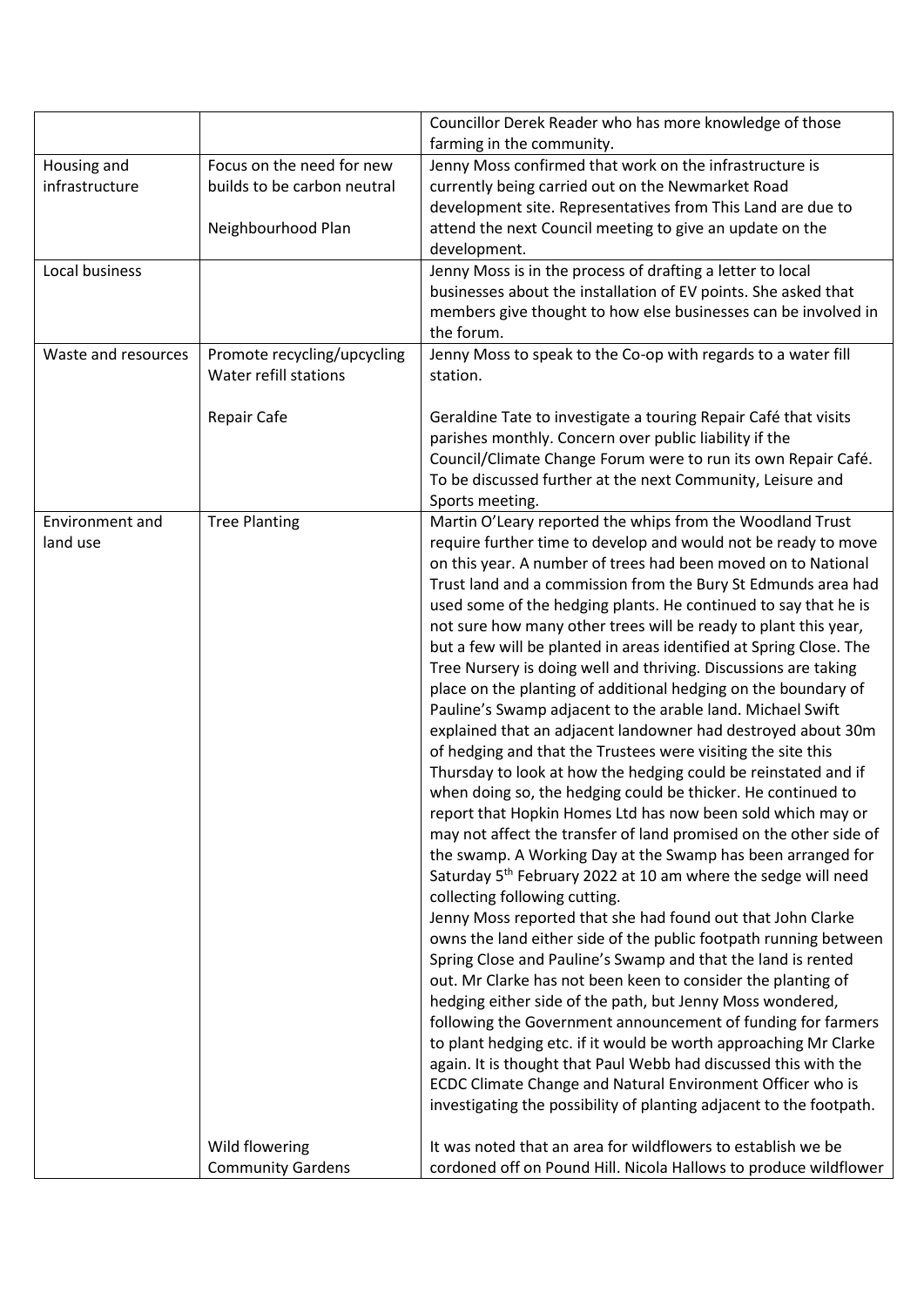| | | |
|---|---|---|
| | | Councillor Derek Reader who has more knowledge of those farming in the community. |
| Housing and infrastructure | Focus on the need for new builds to be carbon neutral<br><br>Neighbourhood Plan | Jenny Moss confirmed that work on the infrastructure is currently being carried out on the Newmarket Road development site. Representatives from This Land are due to attend the next Council meeting to give an update on the development. |
| Local business | | Jenny Moss is in the process of drafting a letter to local businesses about the installation of EV points. She asked that members give thought to how else businesses can be involved in the forum. |
| Waste and resources | Promote recycling/upcycling<br>Water refill stations<br><br>Repair Cafe | Jenny Moss to speak to the Co-op with regards to a water fill station.<br><br>Geraldine Tate to investigate a touring Repair Café that visits parishes monthly. Concern over public liability if the Council/Climate Change Forum were to run its own Repair Café. To be discussed further at the next Community, Leisure and Sports meeting. |
| Environment and land use | Tree Planting<br><br><br><br><br><br><br><br><br><br><br><br><br><br><br><br><br><br><br><br><br><br><br><br><br><br><br><br><br><br>Wild flowering<br>Community Gardens | Martin O'Leary reported the whips from the Woodland Trust require further time to develop and would not be ready to move on this year. A number of trees had been moved on to National Trust land and a commission from the Bury St Edmunds area had used some of the hedging plants. He continued to say that he is not sure how many other trees will be ready to plant this year, but a few will be planted in areas identified at Spring Close. The Tree Nursery is doing well and thriving. Discussions are taking place on the planting of additional hedging on the boundary of Pauline's Swamp adjacent to the arable land. Michael Swift explained that an adjacent landowner had destroyed about 30m of hedging and that the Trustees were visiting the site this Thursday to look at how the hedging could be reinstated and if when doing so, the hedging could be thicker. He continued to report that Hopkin Homes Ltd has now been sold which may or may not affect the transfer of land promised on the other side of the swamp. A Working Day at the Swamp has been arranged for Saturday 5th February 2022 at 10 am where the sedge will need collecting following cutting.<br>Jenny Moss reported that she had found out that John Clarke owns the land either side of the public footpath running between Spring Close and Pauline's Swamp and that the land is rented out. Mr Clarke has not been keen to consider the planting of hedging either side of the path, but Jenny Moss wondered, following the Government announcement of funding for farmers to plant hedging etc. if it would be worth approaching Mr Clarke again. It is thought that Paul Webb had discussed this with the ECDC Climate Change and Natural Environment Officer who is investigating the possibility of planting adjacent to the footpath.<br><br>It was noted that an area for wildflowers to establish we be cordoned off on Pound Hill. Nicola Hallows to produce wildflower |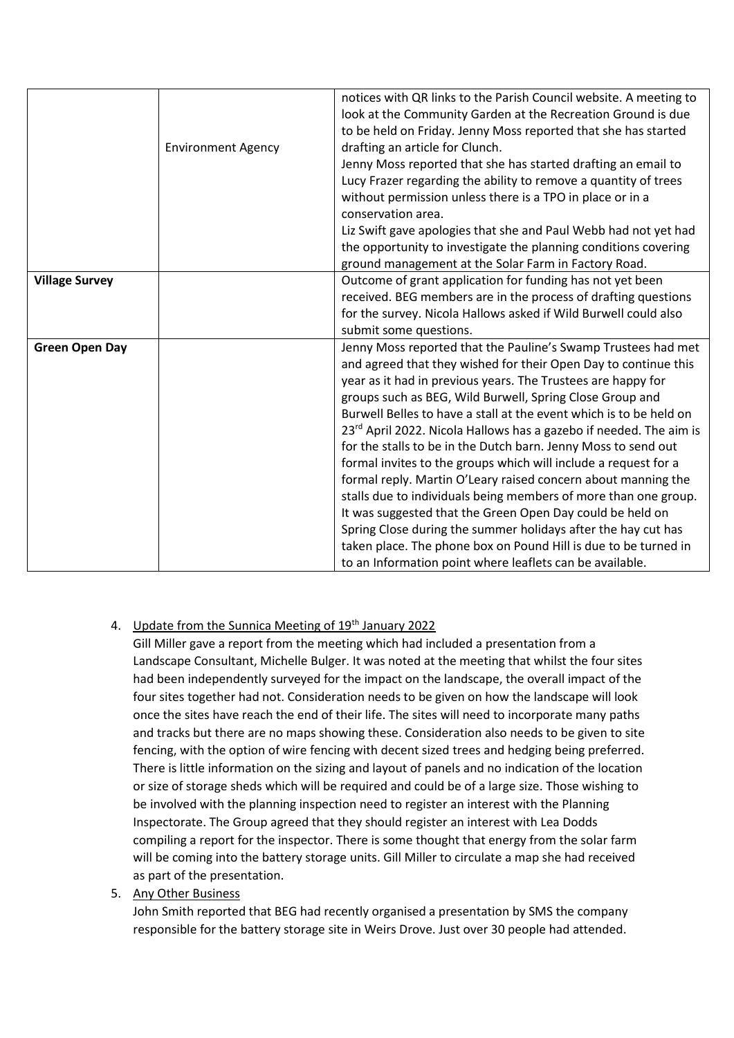| | | |
|---|---|---|
| | Environment Agency | notices with QR links to the Parish Council website. A meeting to look at the Community Garden at the Recreation Ground is due to be held on Friday. Jenny Moss reported that she has started drafting an article for Clunch.<br>Jenny Moss reported that she has started drafting an email to Lucy Frazer regarding the ability to remove a quantity of trees without permission unless there is a TPO in place or in a conservation area.<br>Liz Swift gave apologies that she and Paul Webb had not yet had the opportunity to investigate the planning conditions covering ground management at the Solar Farm in Factory Road. |
| **Village Survey** | | Outcome of grant application for funding has not yet been received. BEG members are in the process of drafting questions for the survey. Nicola Hallows asked if Wild Burwell could also submit some questions. |
| **Green Open Day** | | Jenny Moss reported that the Pauline's Swamp Trustees had met and agreed that they wished for their Open Day to continue this year as it had in previous years. The Trustees are happy for groups such as BEG, Wild Burwell, Spring Close Group and Burwell Belles to have a stall at the event which is to be held on 23rd April 2022. Nicola Hallows has a gazebo if needed. The aim is for the stalls to be in the Dutch barn. Jenny Moss to send out formal invites to the groups which will include a request for a formal reply. Martin O'Leary raised concern about manning the stalls due to individuals being members of more than one group. It was suggested that the Green Open Day could be held on Spring Close during the summer holidays after the hay cut has taken place. The phone box on Pound Hill is due to be turned in to an Information point where leaflets can be available. |

4. Update from the Sunnica Meeting of 19th January 2022

   Gill Miller gave a report from the meeting which had included a presentation from a Landscape Consultant, Michelle Bulger. It was noted at the meeting that whilst the four sites had been independently surveyed for the impact on the landscape, the overall impact of the four sites together had not. Consideration needs to be given on how the landscape will look once the sites have reach the end of their life. The sites will need to incorporate many paths and tracks but there are no maps showing these. Consideration also needs to be given to site fencing, with the option of wire fencing with decent sized trees and hedging being preferred. There is little information on the sizing and layout of panels and no indication of the location or size of storage sheds which will be required and could be of a large size. Those wishing to be involved with the planning inspection need to register an interest with the Planning Inspectorate. The Group agreed that they should register an interest with Lea Dodds compiling a report for the inspector. There is some thought that energy from the solar farm will be coming into the battery storage units. Gill Miller to circulate a map she had received as part of the presentation.

5. Any Other Business

   John Smith reported that BEG had recently organised a presentation by SMS the company responsible for the battery storage site in Weirs Drove. Just over 30 people had attended.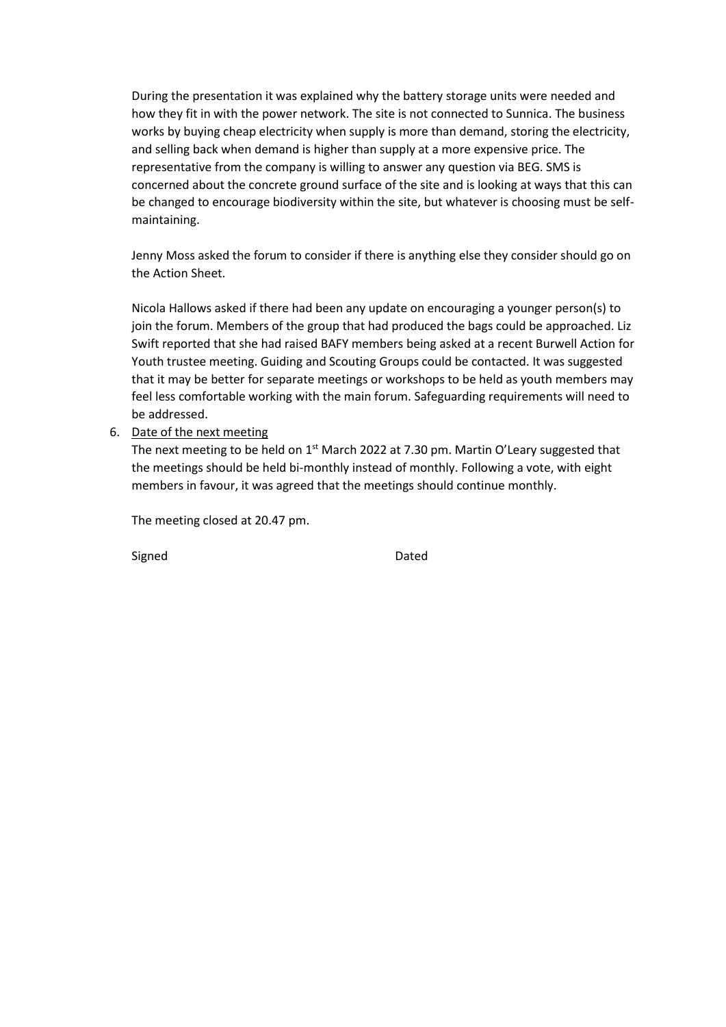During the presentation it was explained why the battery storage units were needed and how they fit in with the power network. The site is not connected to Sunnica. The business works by buying cheap electricity when supply is more than demand, storing the electricity, and selling back when demand is higher than supply at a more expensive price. The representative from the company is willing to answer any question via BEG. SMS is concerned about the concrete ground surface of the site and is looking at ways that this can be changed to encourage biodiversity within the site, but whatever is choosing must be self-maintaining.

Jenny Moss asked the forum to consider if there is anything else they consider should go on the Action Sheet.

Nicola Hallows asked if there had been any update on encouraging a younger person(s) to join the forum. Members of the group that had produced the bags could be approached. Liz Swift reported that she had raised BAFY members being asked at a recent Burwell Action for Youth trustee meeting. Guiding and Scouting Groups could be contacted. It was suggested that it may be better for separate meetings or workshops to be held as youth members may feel less comfortable working with the main forum. Safeguarding requirements will need to be addressed.

6. <u>Date of the next meeting</u>

   The next meeting to be held on 1st March 2022 at 7.30 pm. Martin O'Leary suggested that the meetings should be held bi-monthly instead of monthly. Following a vote, with eight members in favour, it was agreed that the meetings should continue monthly.

   The meeting closed at 20.47 pm.

   Signed Dated